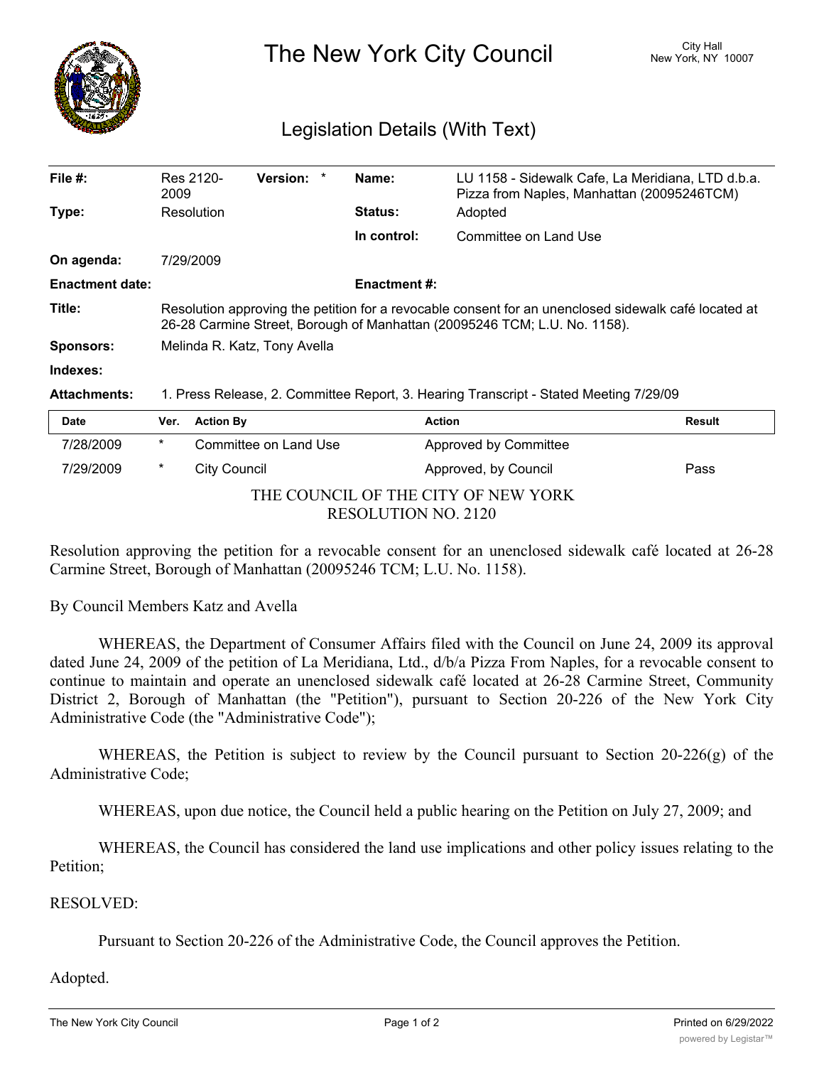# The New York City Council

City Hall
New York, NY 10007

## Legislation Details (With Text)

| | | | |
|---|---|---|---|
| **File #:** | Res 2120-2009 **Version:** * | **Name:** | LU 1158 - Sidewalk Cafe, La Meridiana, LTD d.b.a. Pizza from Naples, Manhattan (20095246TCM) |
| **Type:** | Resolution | **Status:** | Adopted |
| | | **In control:** | Committee on Land Use |
| **On agenda:** | 7/29/2009 | | |
| **Enactment date:** | | **Enactment #:** | |

**Title:** Resolution approving the petition for a revocable consent for an unenclosed sidewalk café located at 26-28 Carmine Street, Borough of Manhattan (20095246 TCM; L.U. No. 1158).

**Sponsors:** Melinda R. Katz, Tony Avella

**Indexes:**

**Attachments:** 1. Press Release, 2. Committee Report, 3. Hearing Transcript - Stated Meeting 7/29/09

| Date | Ver. | Action By | Action | Result |
|---|---|---|---|---|
| 7/28/2009 | * | Committee on Land Use | Approved by Committee | |
| 7/29/2009 | * | City Council | Approved, by Council | Pass |

THE COUNCIL OF THE CITY OF NEW YORK
RESOLUTION NO. 2120

Resolution approving the petition for a revocable consent for an unenclosed sidewalk café located at 26-28 Carmine Street, Borough of Manhattan (20095246 TCM; L.U. No. 1158).

By Council Members Katz and Avella

WHEREAS, the Department of Consumer Affairs filed with the Council on June 24, 2009 its approval dated June 24, 2009 of the petition of La Meridiana, Ltd., d/b/a Pizza From Naples, for a revocable consent to continue to maintain and operate an unenclosed sidewalk café located at 26-28 Carmine Street, Community District 2, Borough of Manhattan (the "Petition"), pursuant to Section 20-226 of the New York City Administrative Code (the "Administrative Code");

WHEREAS, the Petition is subject to review by the Council pursuant to Section 20-226(g) of the Administrative Code;

WHEREAS, upon due notice, the Council held a public hearing on the Petition on July 27, 2009; and

WHEREAS, the Council has considered the land use implications and other policy issues relating to the Petition;

RESOLVED:

Pursuant to Section 20-226 of the Administrative Code, the Council approves the Petition.

Adopted.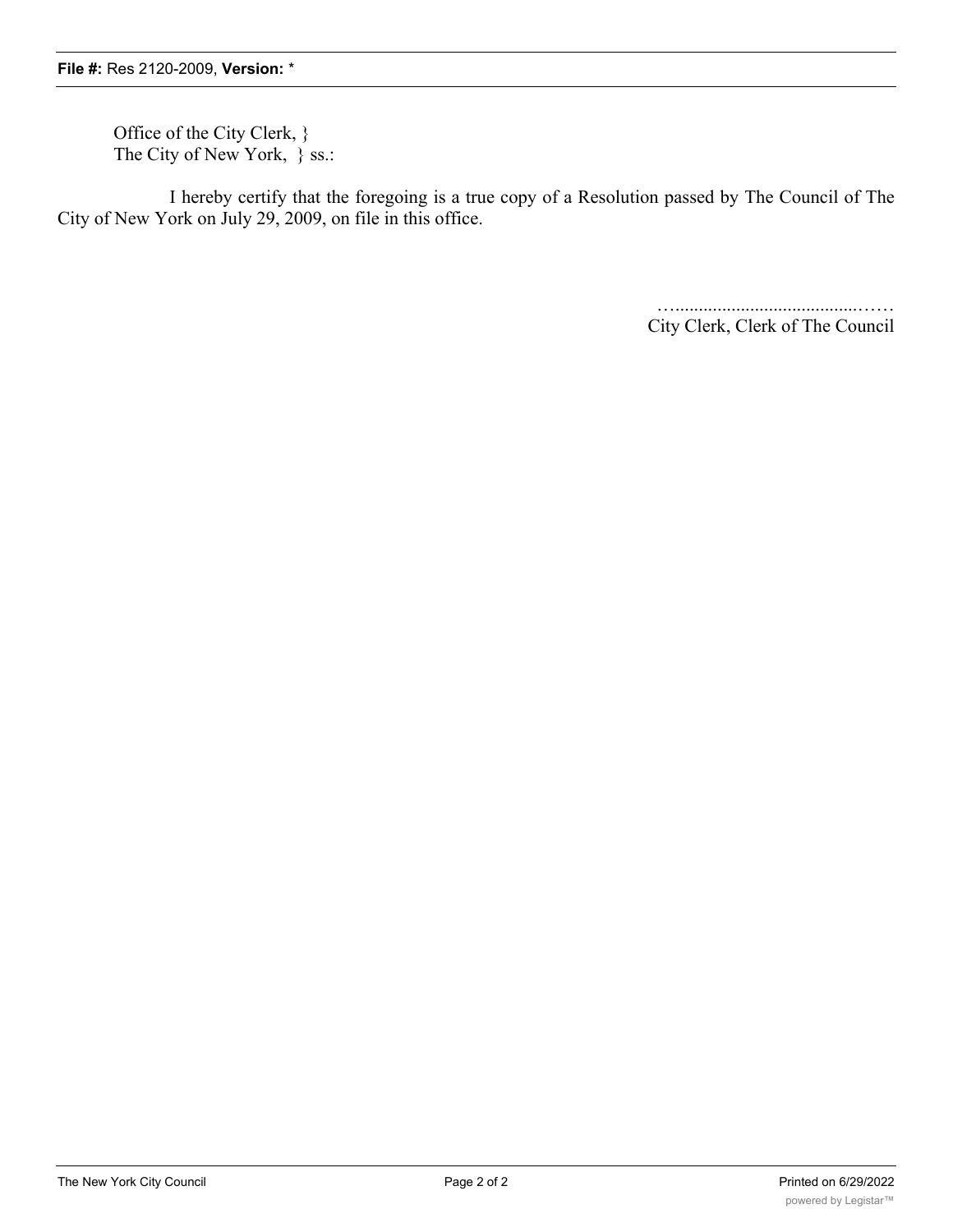Office of the City Clerk, }
The City of New York, } ss.:

I hereby certify that the foregoing is a true copy of a Resolution passed by The Council of The City of New York on July 29, 2009, on file in this office.

…..........................................……
City Clerk, Clerk of The Council